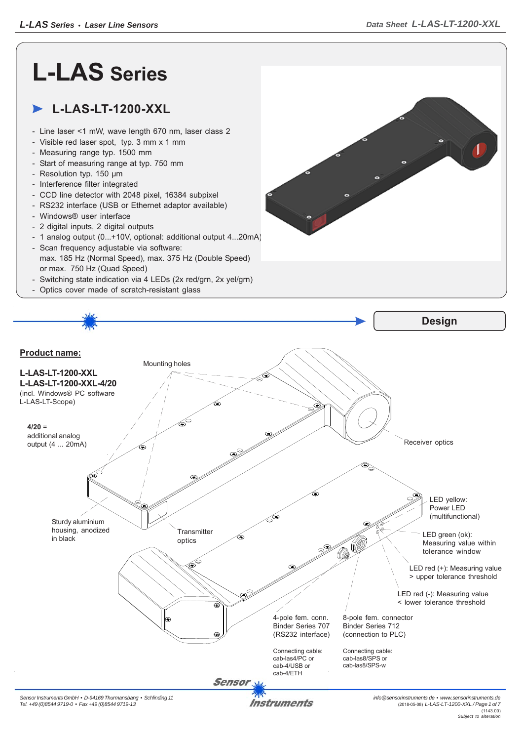# L-LAS Series

## L-LAS-LT-1200-XXL

- Line laser <1 mW, wave length 670 nm, laser class 2
- Visible red laser spot, typ. 3 mm x 1 mm
- Measuring range typ. 1500 mm
- Start of measuring range at typ. 750 mm
- Resolution typ. 150 µm
- Interference filter integrated
- CCD line detector with 2048 pixel, 16384 subpixel
- RS232 interface (USB or Ethernet adaptor available)
- Windows® user interface
- 2 digital inputs, 2 digital outputs
- 1 analog output (0...+10V, optional: additional output 4...20mA)
- Scan frequency adjustable via software:
  max. 185 Hz (Normal Speed), max. 375 Hz (Double Speed)
  or max. 750 Hz (Quad Speed)
- Switching state indication via 4 LEDs (2x red/grn, 2x yel/grn)
- Optics cover made of scratch-resistant glass

## Design

**Product name:**

**L-LAS-LT-1200-XXL**
**L-LAS-LT-1200-XXL-4/20**
(incl. Windows® PC software L-LAS-LT-Scope)

**4/20** = additional analog output (4 ... 20mA)

Mounting holes

Receiver optics

Sturdy aluminium housing, anodized in black

Transmitter optics

LED yellow: Power LED (multifunctional)

LED green (ok): Measuring value within tolerance window

LED red (+): Measuring value > upper tolerance threshold

LED red (-): Measuring value < lower tolerance threshold

4-pole fem. conn. Binder Series 707 (RS232 interface)

Connecting cable: cab-las4/PC or cab-4/USB or cab-4/ETH

8-pole fem. connector Binder Series 712 (connection to PLC)

Connecting cable: cab-las8/SPS or cab-las8/SPS-w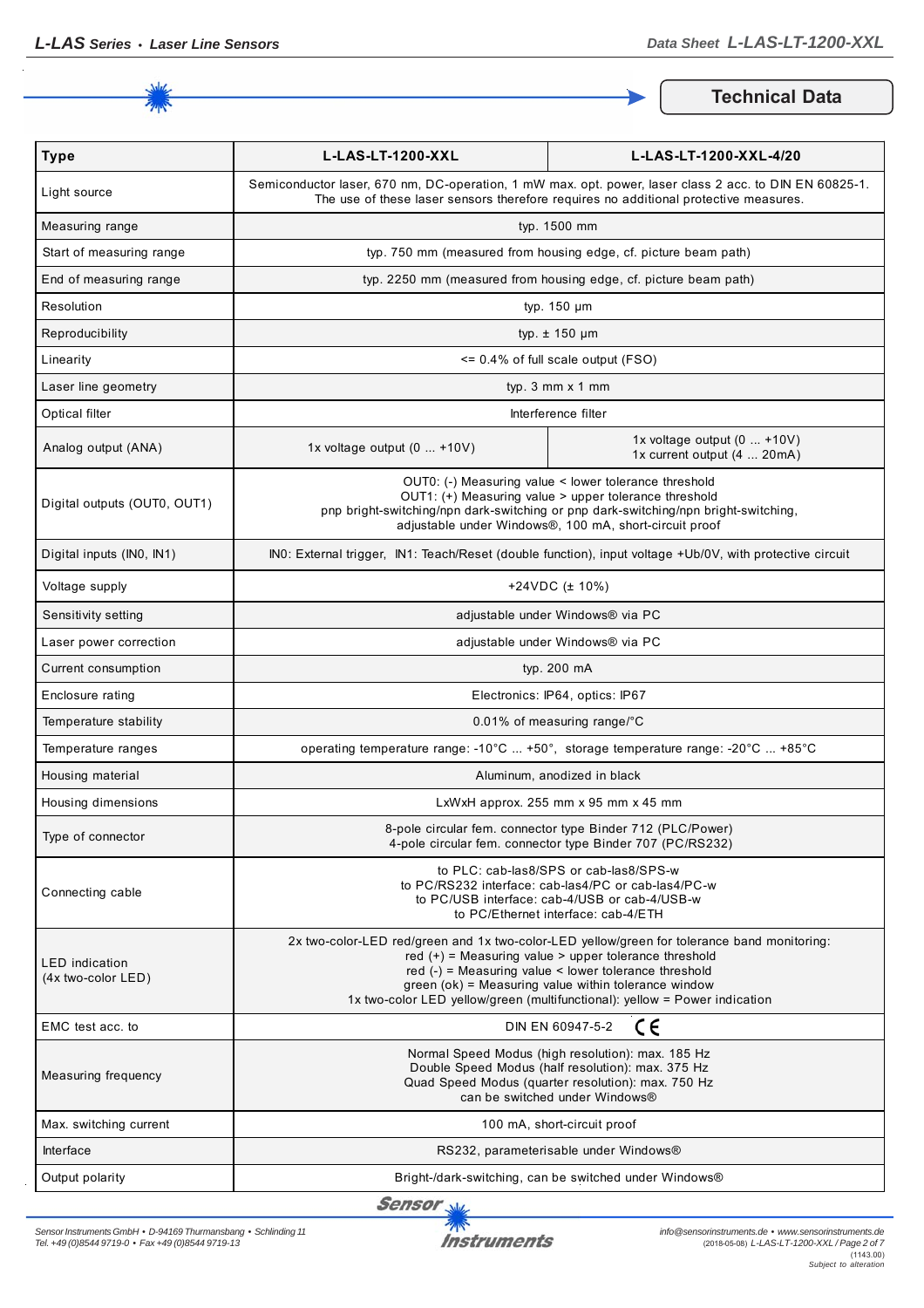## Technical Data

| Type | L-LAS-LT-1200-XXL | L-LAS-LT-1200-XXL-4/20 |
|---|---|---|
| Light source | Semiconductor laser, 670 nm, DC-operation, 1 mW max. opt. power, laser class 2 acc. to DIN EN 60825-1. The use of these laser sensors therefore requires no additional protective measures. | |
| Measuring range | typ. 1500 mm | |
| Start of measuring range | typ. 750 mm (measured from housing edge, cf. picture beam path) | |
| End of measuring range | typ. 2250 mm (measured from housing edge, cf. picture beam path) | |
| Resolution | typ. 150 µm | |
| Reproducibility | typ. ± 150 µm | |
| Linearity | <= 0.4% of full scale output (FSO) | |
| Laser line geometry | typ. 3 mm x 1 mm | |
| Optical filter | Interference filter | |
| Analog output (ANA) | 1x voltage output (0 ... +10V) | 1x voltage output (0 ... +10V)<br>1x current output (4 ... 20mA) |
| Digital outputs (OUT0, OUT1) | OUT0: (-) Measuring value < lower tolerance threshold<br>OUT1: (+) Measuring value > upper tolerance threshold<br>pnp bright-switching/npn dark-switching or pnp dark-switching/npn bright-switching, adjustable under Windows®, 100 mA, short-circuit proof | |
| Digital inputs (IN0, IN1) | IN0: External trigger, IN1: Teach/Reset (double function), input voltage +Ub/0V, with protective circuit | |
| Voltage supply | +24VDC (± 10%) | |
| Sensitivity setting | adjustable under Windows® via PC | |
| Laser power correction | adjustable under Windows® via PC | |
| Current consumption | typ. 200 mA | |
| Enclosure rating | Electronics: IP64, optics: IP67 | |
| Temperature stability | 0.01% of measuring range/°C | |
| Temperature ranges | operating temperature range: -10°C ... +50°, storage temperature range: -20°C ... +85°C | |
| Housing material | Aluminum, anodized in black | |
| Housing dimensions | LxWxH approx. 255 mm x 95 mm x 45 mm | |
| Type of connector | 8-pole circular fem. connector type Binder 712 (PLC/Power)<br>4-pole circular fem. connector type Binder 707 (PC/RS232) | |
| Connecting cable | to PLC: cab-las8/SPS or cab-las8/SPS-w<br>to PC/RS232 interface: cab-las4/PC or cab-las4/PC-w<br>to PC/USB interface: cab-4/USB or cab-4/USB-w<br>to PC/Ethernet interface: cab-4/ETH | |
| LED indication (4x two-color LED) | 2x two-color-LED red/green and 1x two-color-LED yellow/green for tolerance band monitoring:<br>red (+) = Measuring value > upper tolerance threshold<br>red (-) = Measuring value < lower tolerance threshold<br>green (ok) = Measuring value within tolerance window<br>1x two-color LED yellow/green (multifunctional): yellow = Power indication | |
| EMC test acc. to | DIN EN 60947-5-2 CE | |
| Measuring frequency | Normal Speed Modus (high resolution): max. 185 Hz<br>Double Speed Modus (half resolution): max. 375 Hz<br>Quad Speed Modus (quarter resolution): max. 750 Hz<br>can be switched under Windows® | |
| Max. switching current | 100 mA, short-circuit proof | |
| Interface | RS232, parameterisable under Windows® | |
| Output polarity | Bright-/dark-switching, can be switched under Windows® | |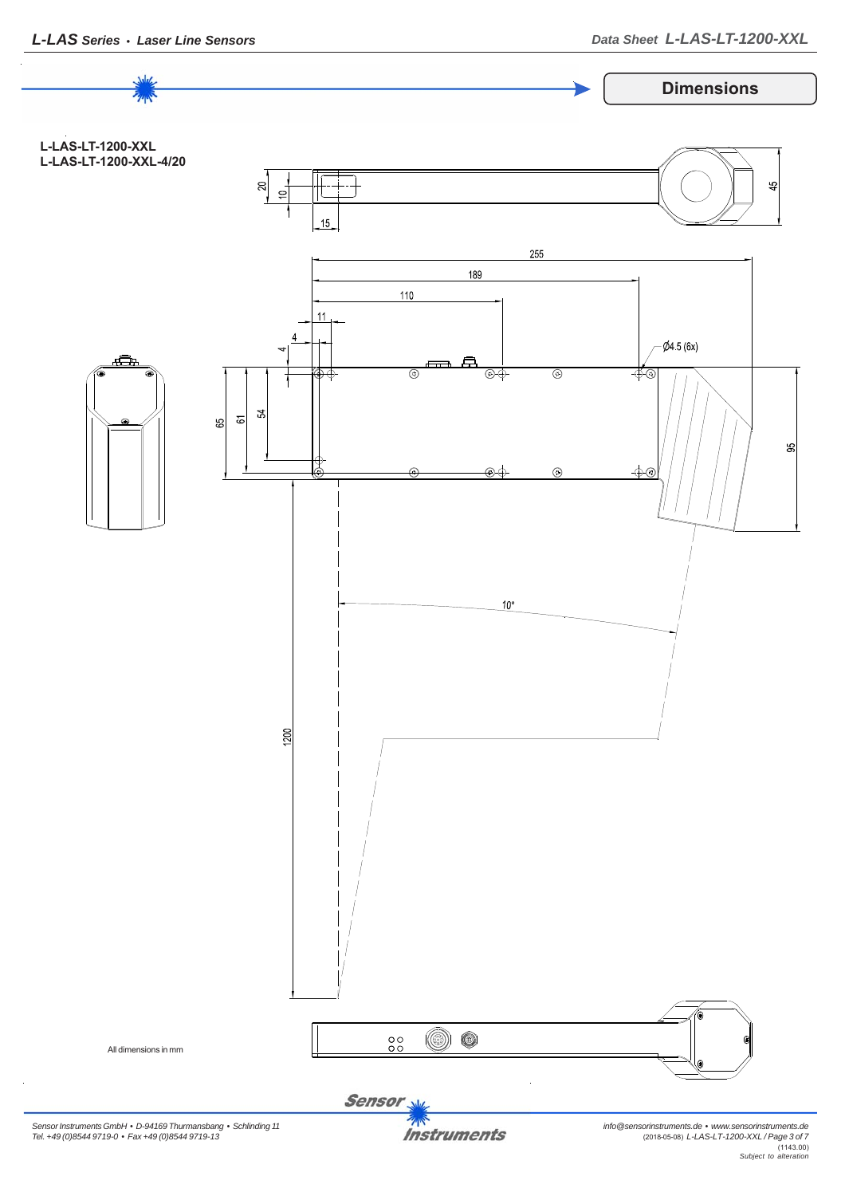## Dimensions

**L-LAS-LT-1200-XXL**
**L-LAS-LT-1200-XXL-4/20**

20
10
15
45
255
189
110
11
4
4
Ø4.5 (6x)
65
61
54
95
10°
1200

All dimensions in mm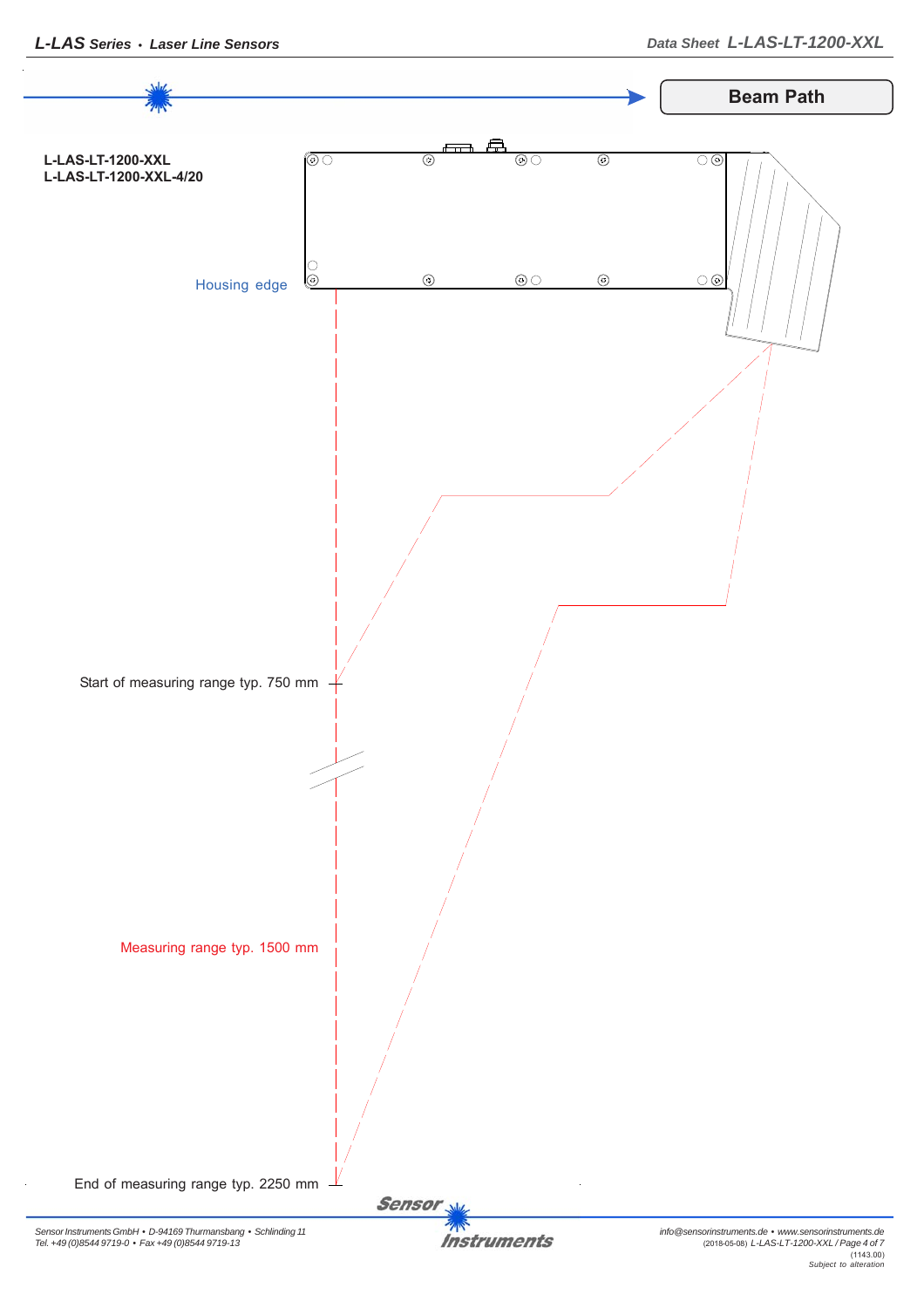## Beam Path

**L-LAS-LT-1200-XXL**
**L-LAS-LT-1200-XXL-4/20**

Housing edge

Start of measuring range typ. 750 mm

Measuring range typ. 1500 mm

End of measuring range typ. 2250 mm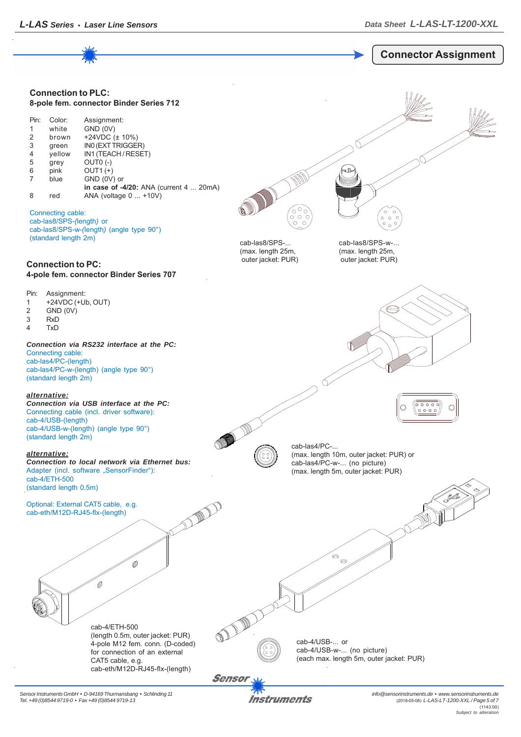## Connector Assignment

### Connection to PLC:

**8-pole fem. connector Binder Series 712**

| Pin: | Color: | Assignment: |
|---|---|---|
| 1 | white | GND (0V) |
| 2 | brown | +24VDC (± 10%) |
| 3 | green | IN0 (EXT TRIGGER) |
| 4 | yellow | IN1 (TEACH / RESET) |
| 5 | grey | OUT0 (-) |
| 6 | pink | OUT1 (+) |
| 7 | blue | GND (0V) or **in case of -4/20:** ANA (current 4 ... 20mA) |
| 8 | red | ANA (voltage 0 ... +10V) |

Connecting cable:
cab-las8/SPS-(length) or
cab-las8/SPS-w-(length) (angle type 90°)
(standard length 2m)

cab-las8/SPS-...
(max. length 25m,
outer jacket: PUR)

cab-las8/SPS-w-...
(max. length 25m,
outer jacket: PUR)

### Connection to PC:

**4-pole fem. connector Binder Series 707**

| Pin: | Assignment: |
|---|---|
| 1 | +24VDC (+Ub, OUT) |
| 2 | GND (0V) |
| 3 | RxD |
| 4 | TxD |

***Connection via RS232 interface at the PC:***
Connecting cable:
cab-las4/PC-(length)
cab-las4/PC-w-(length) (angle type 90°)
(standard length 2m)

***alternative:***
***Connection via USB interface at the PC:***
Connecting cable (incl. driver software):
cab-4/USB-(length)
cab-4/USB-w-(length) (angle type 90°)
(standard length 2m)

***alternative:***
***Connection to local network via Ethernet bus:***
Adapter (incl. software „SensorFinder"):
cab-4/ETH-500
(standard length 0.5m)

Optional: External CAT5 cable, e.g.
cab-eth/M12D-RJ45-flx-(length)

cab-las4/PC-...
(max. length 10m, outer jacket: PUR) or
cab-las4/PC-w-... (no picture)
(max. length 5m, outer jacket: PUR)

cab-4/ETH-500
(length 0.5m, outer jacket: PUR)
4-pole M12 fem. conn. (D-coded)
for connection of an external
CAT5 cable, e.g.
cab-eth/M12D-RJ45-flx-(length)

cab-4/USB-... or
cab-4/USB-w-... (no picture)
(each max. length 5m, outer jacket: PUR)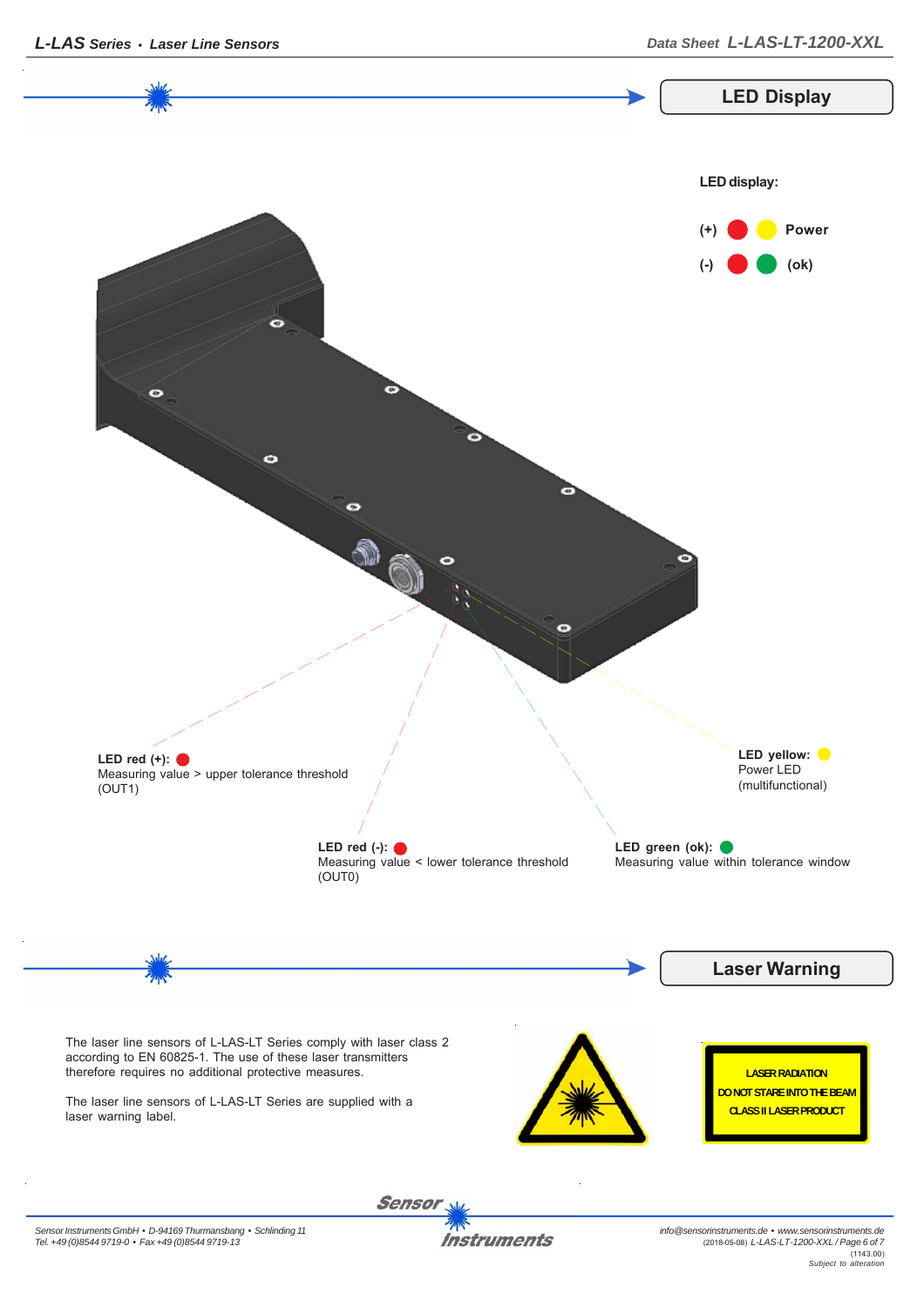## LED Display

**LED display:**

(+) 🔴 🟡 Power

(-) 🔴 🟢 (ok)

**LED red (+):** 🔴
Measuring value > upper tolerance threshold (OUT1)

**LED yellow:** 🟡
Power LED (multifunctional)

**LED red (-):** 🔴
Measuring value < lower tolerance threshold (OUT0)

**LED green (ok):** 🟢
Measuring value within tolerance window

## Laser Warning

The laser line sensors of L-LAS-LT Series comply with laser class 2 according to EN 60825-1. The use of these laser transmitters therefore requires no additional protective measures.

The laser line sensors of L-LAS-LT Series are supplied with a laser warning label.

LASER RADIATION
DO NOT STARE INTO THE BEAM
CLASS II LASER PRODUCT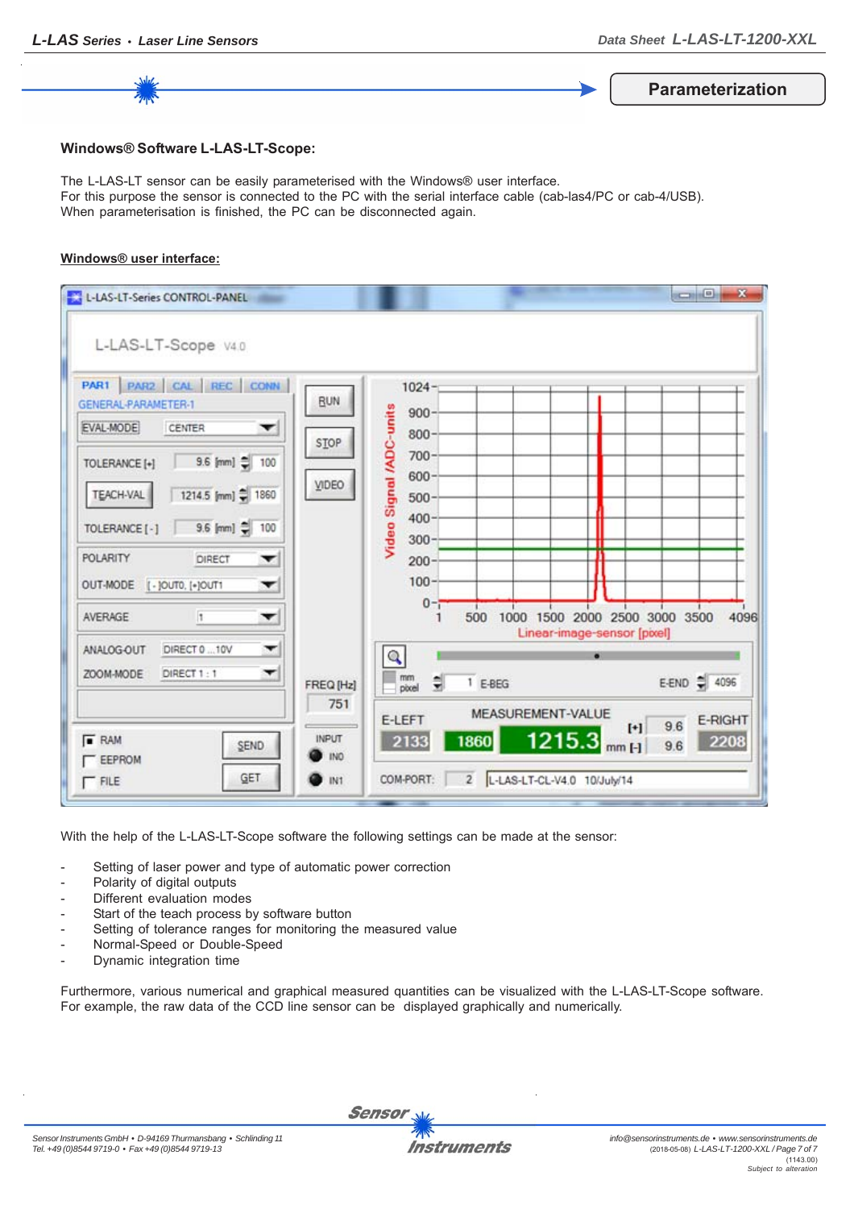## Parameterization

**Windows® Software L-LAS-LT-Scope:**

The L-LAS-LT sensor can be easily parameterised with the Windows® user interface.
For this purpose the sensor is connected to the PC with the serial interface cable (cab-las4/PC or cab-4/USB).
When parameterisation is finished, the PC can be disconnected again.

**Windows® user interface:**

L-LAS-LT-Series CONTROL-PANEL

L-LAS-LT-Scope V4.0

PAR1 PAR2 CAL REC CONN

GENERAL-PARAMETER-1

EVAL-MODE CENTER

TOLERANCE [+] 9.6 [mm] 100

TEACH-VAL 1214.5 [mm] 1860

TOLERANCE [-] 9.6 [mm] 100

POLARITY DIRECT

OUT-MODE [-]OUT0, [+]OUT1

AVERAGE 1

ANALOG-OUT DIRECT 0 ...10V

ZOOM-MODE DIRECT 1 : 1

RAM EEPROM FILE SEND GET

RUN STOP VIDEO

FREQ [Hz] 751

INPUT IN0 IN1

1024 900 800 700 600 500 400 300 200 100 0

Video Signal /ADC-units

1 500 1000 1500 2000 2500 3000 3500 4096

Linear-image-sensor [pixel]

mm pixel 1 E-BEG E-END 4096

E-LEFT MEASUREMENT-VALUE E-RIGHT

2133 1860 1215.3 mm [+] 9.6 [-] 9.6 2208

COM-PORT: 2 L-LAS-LT-CL-V4.0 10/July/14

With the help of the L-LAS-LT-Scope software the following settings can be made at the sensor:

- Setting of laser power and type of automatic power correction
- Polarity of digital outputs
- Different evaluation modes
- Start of the teach process by software button
- Setting of tolerance ranges for monitoring the measured value
- Normal-Speed or Double-Speed
- Dynamic integration time

Furthermore, various numerical and graphical measured quantities can be visualized with the L-LAS-LT-Scope software.
For example, the raw data of the CCD line sensor can be displayed graphically and numerically.